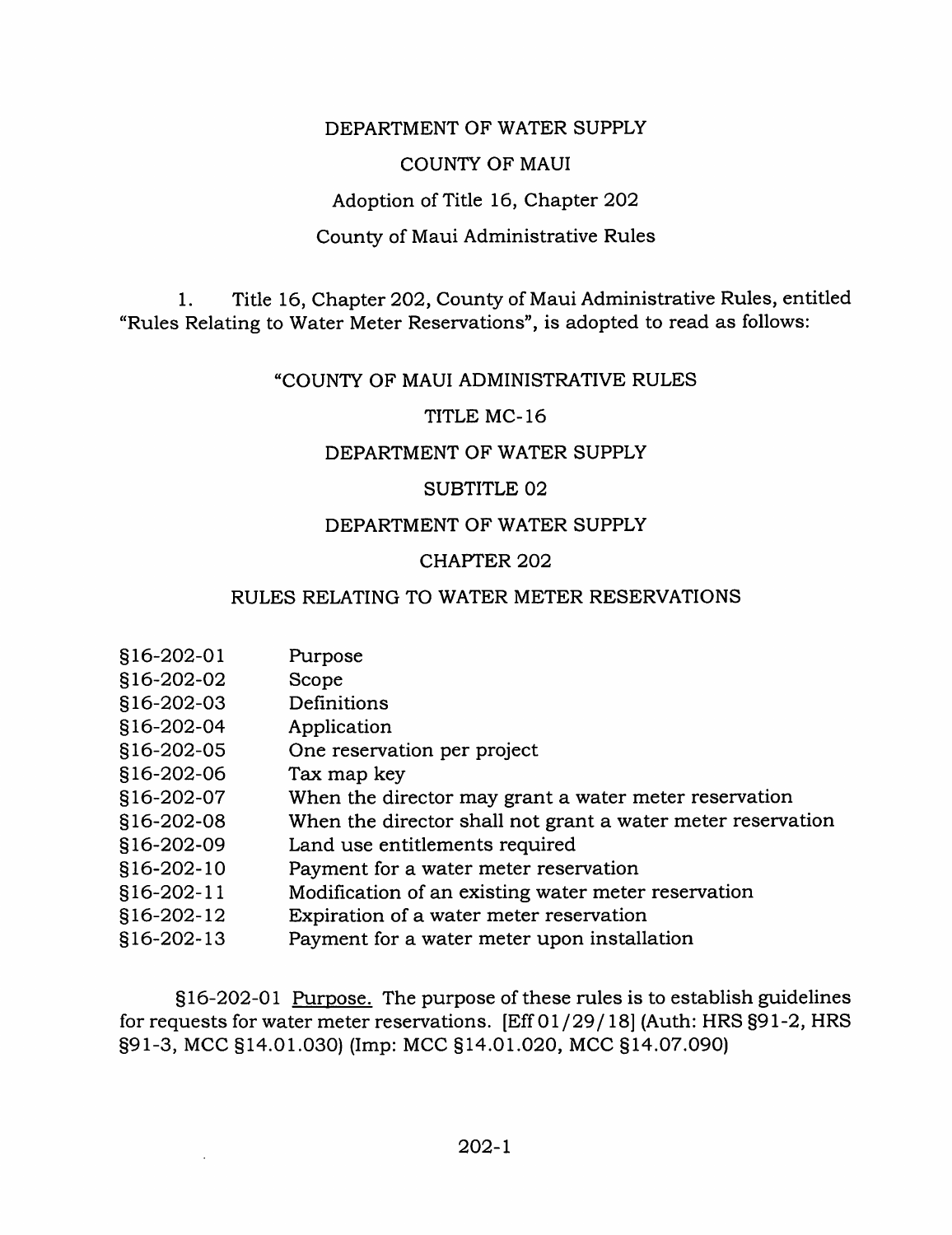# DEPARTMENT OF WATER SUPPLY

# COUNTY OF MAUI

## Adoption of Title 16, Chapter 202

## County of Maui Administrative Rules

1. Title 16, Chapter 202, County of Maui Administrative Rules, entitled "Rules Relating to Water Meter Reservations", is adopted to read as follows:

"COUNTY OF MAUI ADMINISTRATIVE RULES

TITLE MC-16

DEPARTMENT OF WATER SUPPLY

SUBTITLE 02

DEPARTMENT OF WATER SUPPLY

CHAPTER 202

RULES RELATING TO WATER METER RESERVATIONS

| | |
|---|---|
| §16-202-01 | Purpose |
| §16-202-02 | Scope |
| §16-202-03 | Definitions |
| §16-202-04 | Application |
| §16-202-05 | One reservation per project |
| §16-202-06 | Tax map key |
| §16-202-07 | When the director may grant a water meter reservation |
| §16-202-08 | When the director shall not grant a water meter reservation |
| §16-202-09 | Land use entitlements required |
| §16-202-10 | Payment for a water meter reservation |
| §16-202-11 | Modification of an existing water meter reservation |
| §16-202-12 | Expiration of a water meter reservation |
| §16-202-13 | Payment for a water meter upon installation |

§16-202-01 Purpose. The purpose of these rules is to establish guidelines for requests for water meter reservations. [Eff 01/29/18] (Auth: HRS §91-2, HRS §91-3, MCC §14.01.030) (Imp: MCC §14.01.020, MCC §14.07.090)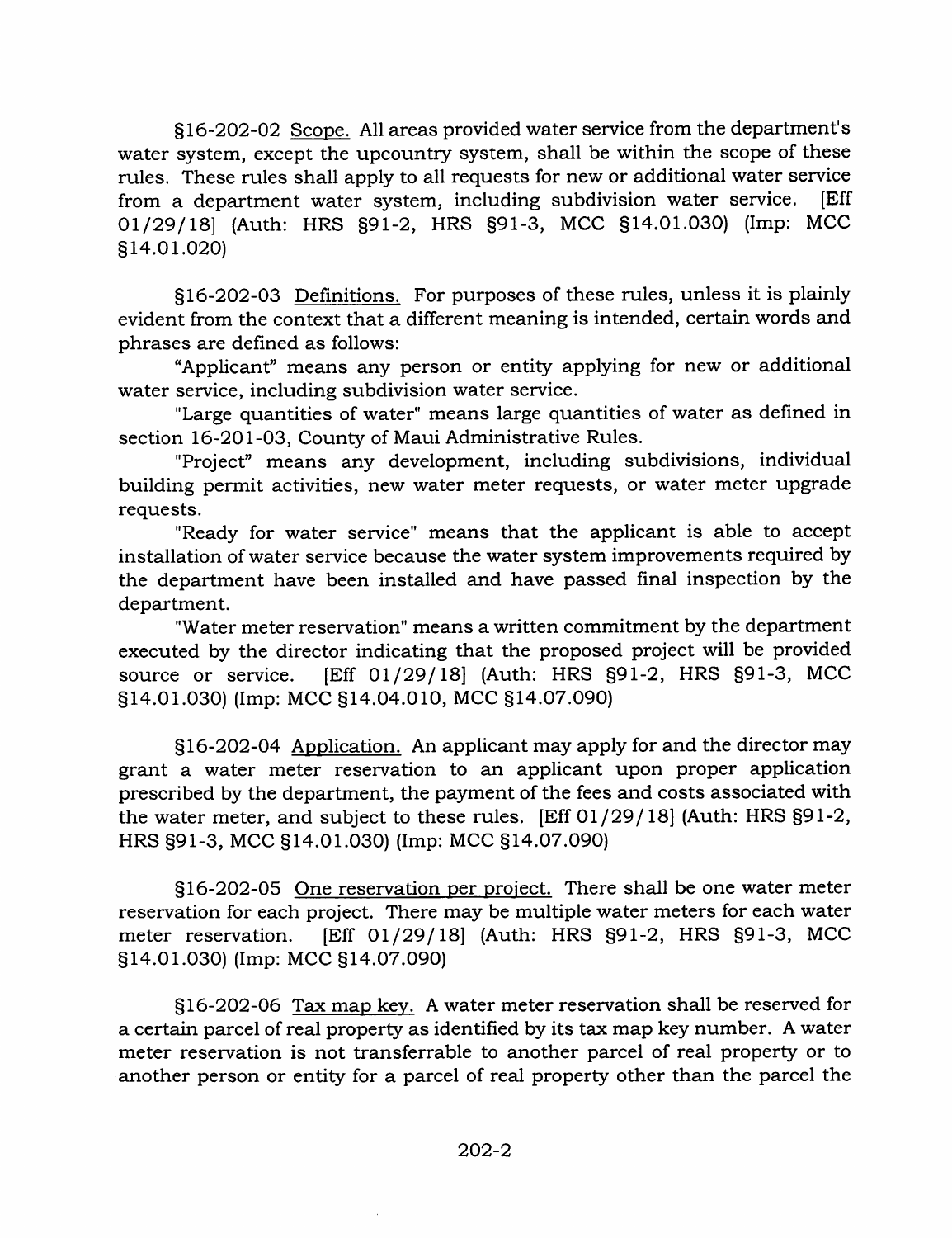§16-202-02 Scope. All areas provided water service from the department's water system, except the upcountry system, shall be within the scope of these rules. These rules shall apply to all requests for new or additional water service from a department water system, including subdivision water service. [Eff 01/29/18] (Auth: HRS §91-2, HRS §91-3, MCC §14.01.030) (Imp: MCC §14.01.020)

§16-202-03 Definitions. For purposes of these rules, unless it is plainly evident from the context that a different meaning is intended, certain words and phrases are defined as follows:

"Applicant" means any person or entity applying for new or additional water service, including subdivision water service.

"Large quantities of water" means large quantities of water as defined in section 16-201-03, County of Maui Administrative Rules.

"Project" means any development, including subdivisions, individual building permit activities, new water meter requests, or water meter upgrade requests.

"Ready for water service" means that the applicant is able to accept installation of water service because the water system improvements required by the department have been installed and have passed final inspection by the department.

"Water meter reservation" means a written commitment by the department executed by the director indicating that the proposed project will be provided source or service. [Eff 01/29/18] (Auth: HRS §91-2, HRS §91-3, MCC §14.01.030) (Imp: MCC §14.04.010, MCC §14.07.090)

§16-202-04 Application. An applicant may apply for and the director may grant a water meter reservation to an applicant upon proper application prescribed by the department, the payment of the fees and costs associated with the water meter, and subject to these rules. [Eff 01/29/18] (Auth: HRS §91-2, HRS §91-3, MCC §14.01.030) (Imp: MCC §14.07.090)

§16-202-05 One reservation per project. There shall be one water meter reservation for each project. There may be multiple water meters for each water meter reservation. [Eff 01/29/18] (Auth: HRS §91-2, HRS §91-3, MCC §14.01.030) (Imp: MCC §14.07.090)

§16-202-06 Tax map key. A water meter reservation shall be reserved for a certain parcel of real property as identified by its tax map key number. A water meter reservation is not transferrable to another parcel of real property or to another person or entity for a parcel of real property other than the parcel the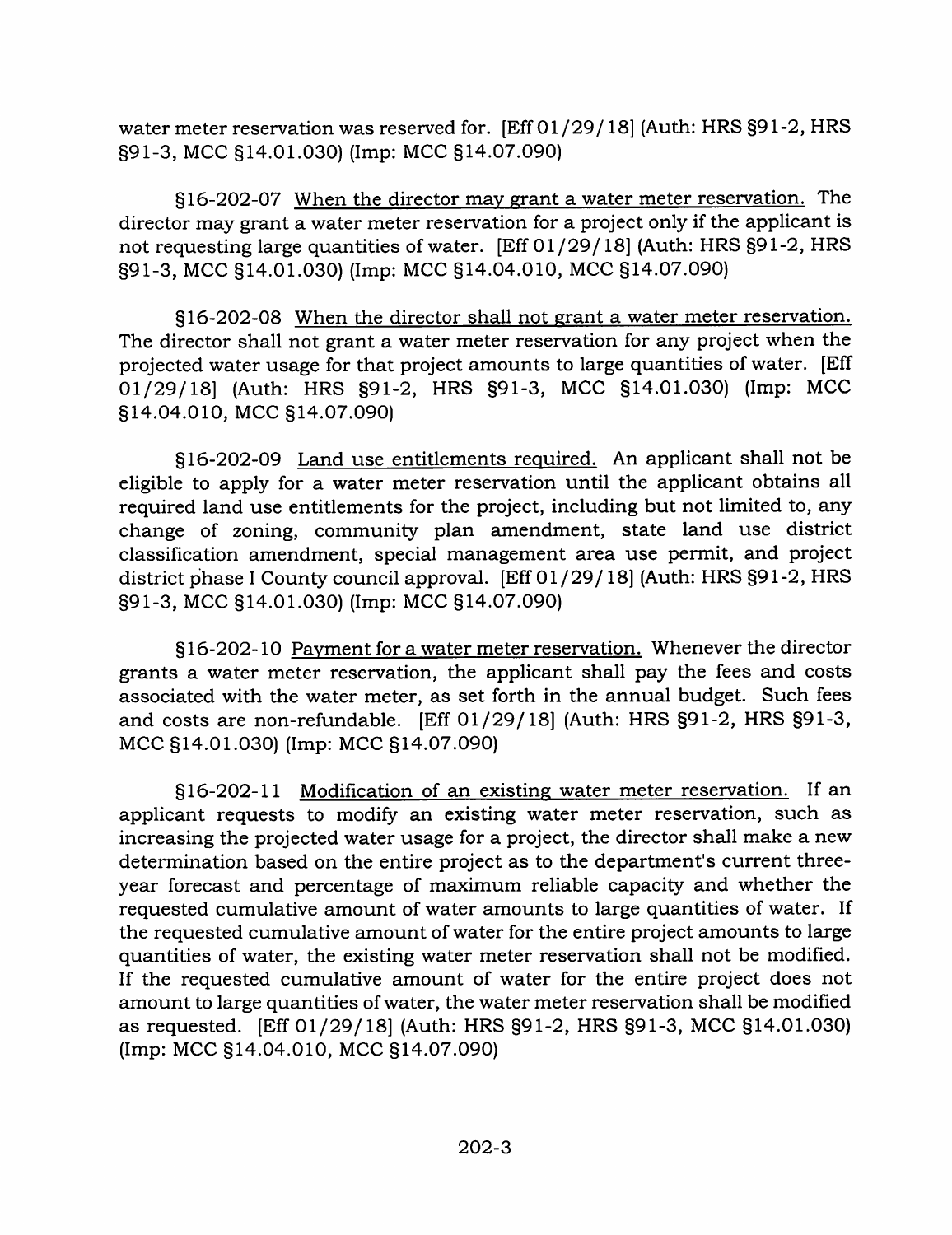water meter reservation was reserved for. [Eff 01/29/18] (Auth: HRS §91-2, HRS §91-3, MCC §14.01.030) (Imp: MCC §14.07.090)

§16-202-07 <u>When the director may grant a water meter reservation.</u> The director may grant a water meter reservation for a project only if the applicant is not requesting large quantities of water. [Eff 01/29/18] (Auth: HRS §91-2, HRS §91-3, MCC §14.01.030) (Imp: MCC §14.04.010, MCC §14.07.090)

§16-202-08 <u>When the director shall not grant a water meter reservation.</u> The director shall not grant a water meter reservation for any project when the projected water usage for that project amounts to large quantities of water. [Eff 01/29/18] (Auth: HRS §91-2, HRS §91-3, MCC §14.01.030) (Imp: MCC §14.04.010, MCC §14.07.090)

§16-202-09 <u>Land use entitlements required.</u> An applicant shall not be eligible to apply for a water meter reservation until the applicant obtains all required land use entitlements for the project, including but not limited to, any change of zoning, community plan amendment, state land use district classification amendment, special management area use permit, and project district phase I County council approval. [Eff 01/29/18] (Auth: HRS §91-2, HRS §91-3, MCC §14.01.030) (Imp: MCC §14.07.090)

§16-202-10 <u>Payment for a water meter reservation.</u> Whenever the director grants a water meter reservation, the applicant shall pay the fees and costs associated with the water meter, as set forth in the annual budget. Such fees and costs are non-refundable. [Eff 01/29/18] (Auth: HRS §91-2, HRS §91-3, MCC §14.01.030) (Imp: MCC §14.07.090)

§16-202-11 <u>Modification of an existing water meter reservation.</u> If an applicant requests to modify an existing water meter reservation, such as increasing the projected water usage for a project, the director shall make a new determination based on the entire project as to the department's current three-year forecast and percentage of maximum reliable capacity and whether the requested cumulative amount of water amounts to large quantities of water. If the requested cumulative amount of water for the entire project amounts to large quantities of water, the existing water meter reservation shall not be modified. If the requested cumulative amount of water for the entire project does not amount to large quantities of water, the water meter reservation shall be modified as requested. [Eff 01/29/18] (Auth: HRS §91-2, HRS §91-3, MCC §14.01.030) (Imp: MCC §14.04.010, MCC §14.07.090)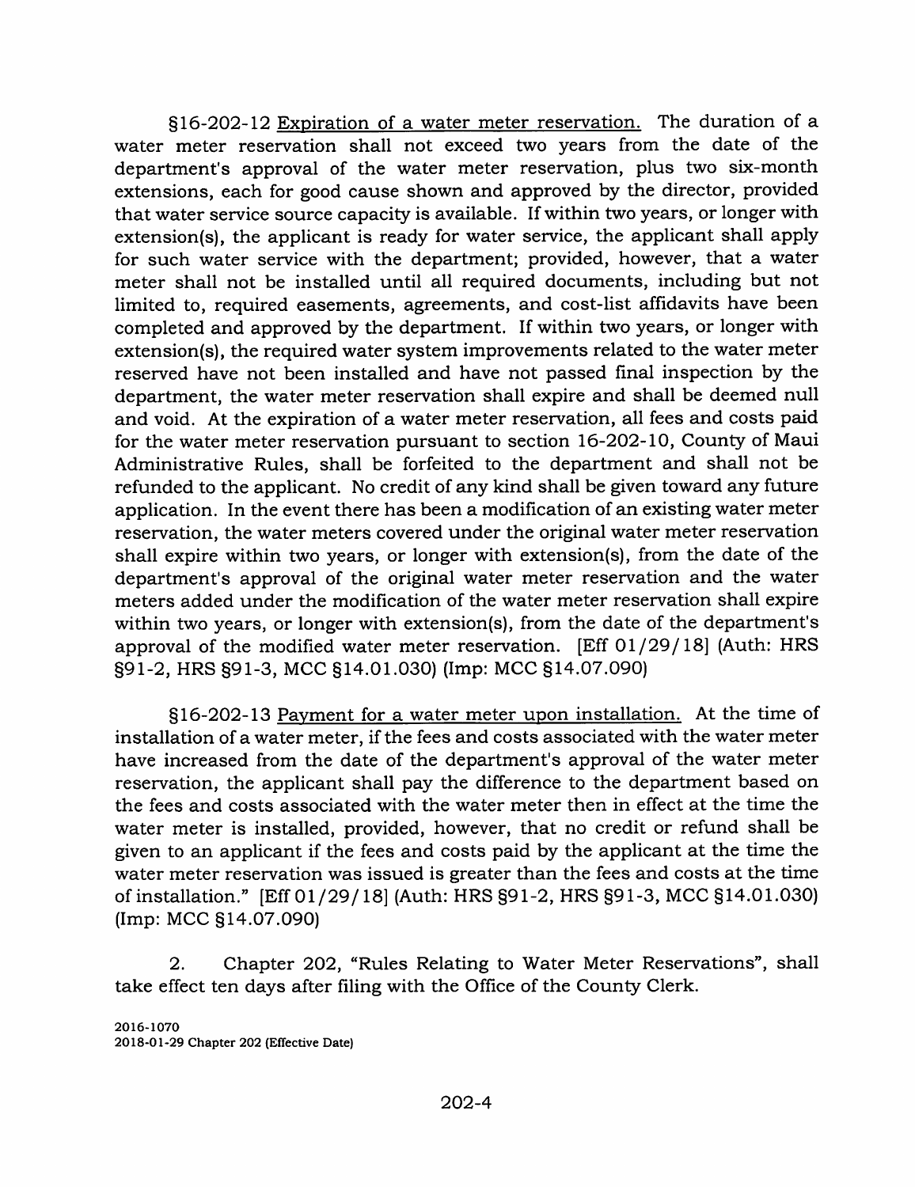§16-202-12 Expiration of a water meter reservation. The duration of a water meter reservation shall not exceed two years from the date of the department's approval of the water meter reservation, plus two six-month extensions, each for good cause shown and approved by the director, provided that water service source capacity is available. If within two years, or longer with extension(s), the applicant is ready for water service, the applicant shall apply for such water service with the department; provided, however, that a water meter shall not be installed until all required documents, including but not limited to, required easements, agreements, and cost-list affidavits have been completed and approved by the department. If within two years, or longer with extension(s), the required water system improvements related to the water meter reserved have not been installed and have not passed final inspection by the department, the water meter reservation shall expire and shall be deemed null and void. At the expiration of a water meter reservation, all fees and costs paid for the water meter reservation pursuant to section 16-202-10, County of Maui Administrative Rules, shall be forfeited to the department and shall not be refunded to the applicant. No credit of any kind shall be given toward any future application. In the event there has been a modification of an existing water meter reservation, the water meters covered under the original water meter reservation shall expire within two years, or longer with extension(s), from the date of the department's approval of the original water meter reservation and the water meters added under the modification of the water meter reservation shall expire within two years, or longer with extension(s), from the date of the department's approval of the modified water meter reservation. [Eff 01/29/18] (Auth: HRS §91-2, HRS §91-3, MCC §14.01.030) (Imp: MCC §14.07.090)

§16-202-13 Payment for a water meter upon installation. At the time of installation of a water meter, if the fees and costs associated with the water meter have increased from the date of the department's approval of the water meter reservation, the applicant shall pay the difference to the department based on the fees and costs associated with the water meter then in effect at the time the water meter is installed, provided, however, that no credit or refund shall be given to an applicant if the fees and costs paid by the applicant at the time the water meter reservation was issued is greater than the fees and costs at the time of installation." [Eff 01/29/18] (Auth: HRS §91-2, HRS §91-3, MCC §14.01.030) (Imp: MCC §14.07.090)

2. Chapter 202, "Rules Relating to Water Meter Reservations", shall take effect ten days after filing with the Office of the County Clerk.

2016-1070
2018-01-29 Chapter 202 (Effective Date)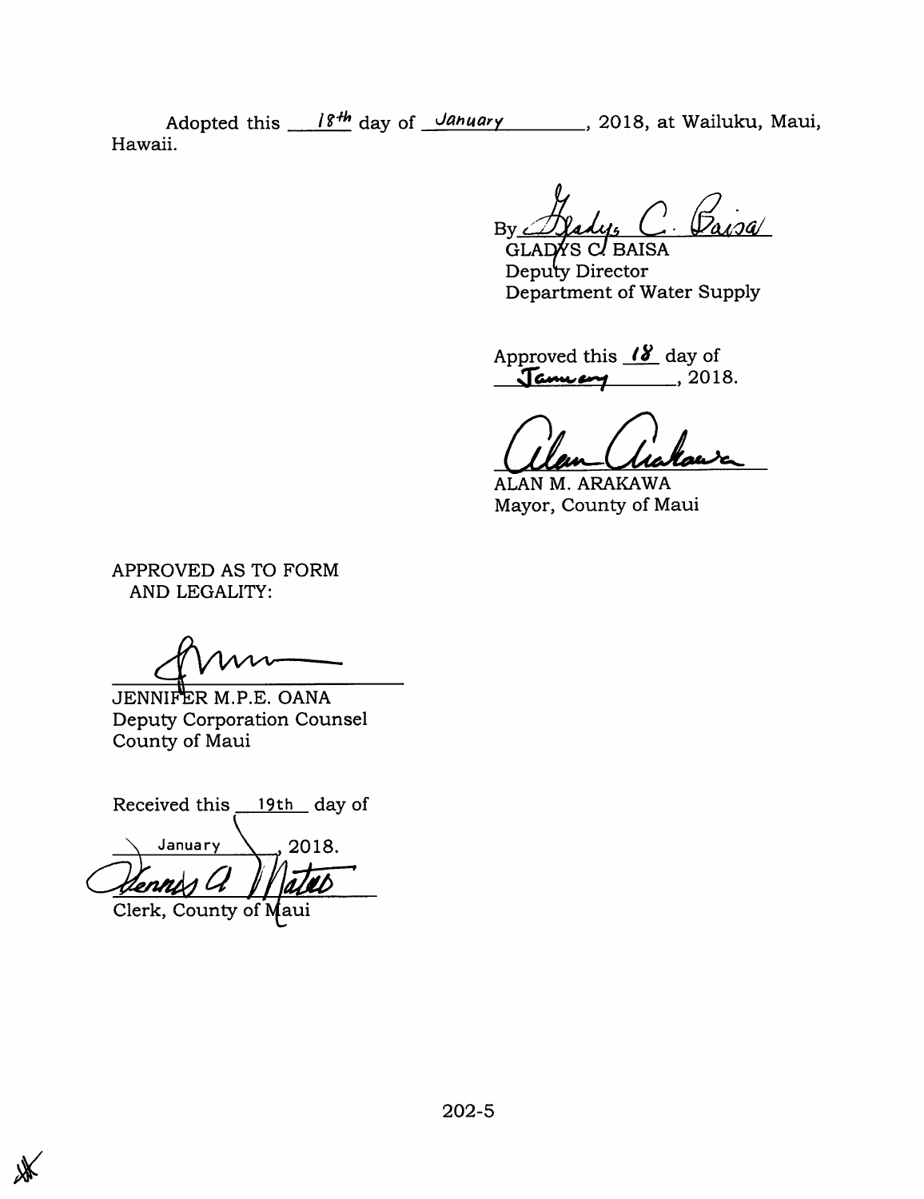Adopted this 18th day of January, 2018, at Wailuku, Maui, Hawaii.

By *Gladys C. Baisa*
GLADYS C. BAISA
Deputy Director
Department of Water Supply

Approved this 18 day of January, 2018.

*Alan Arakawa*
ALAN M. ARAKAWA
Mayor, County of Maui

APPROVED AS TO FORM
AND LEGALITY:

*[signature]*
JENNIFER M.P.E. OANA
Deputy Corporation Counsel
County of Maui

Received this 19th day of January, 2018.

*Dennis A. Mateo*
Clerk, County of Maui

202-5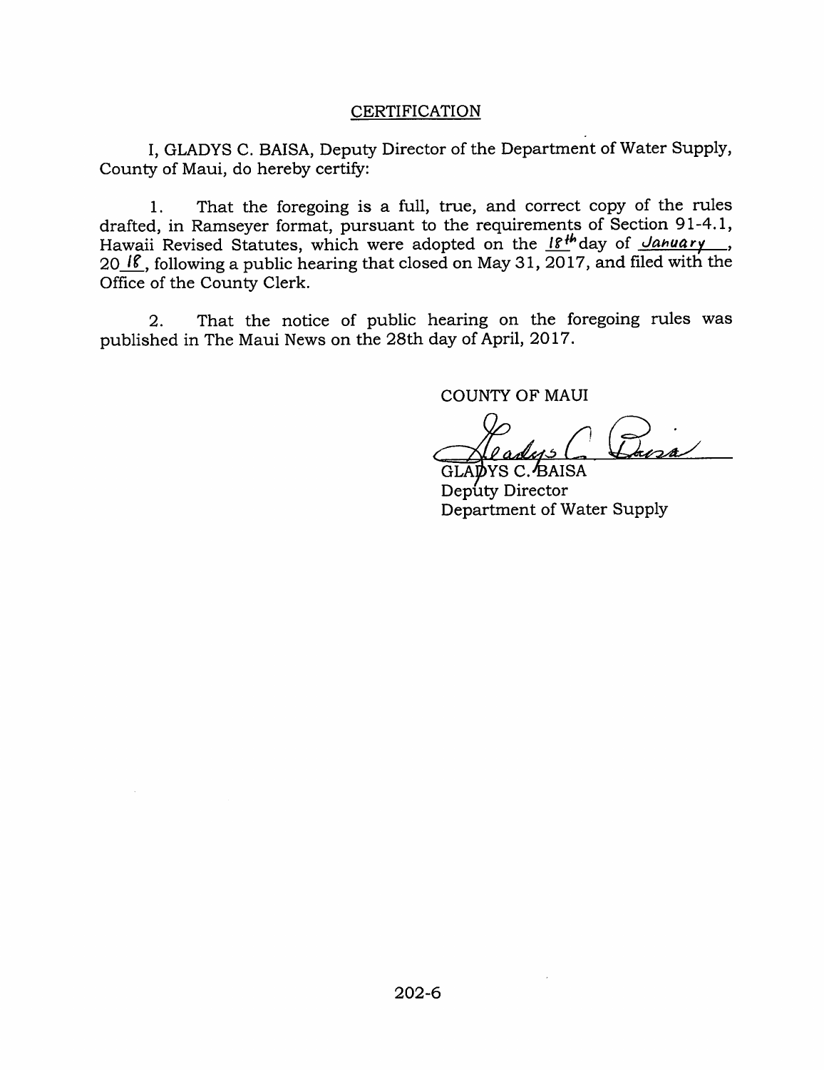## CERTIFICATION

I, GLADYS C. BAISA, Deputy Director of the Department of Water Supply, County of Maui, do hereby certify:

1. That the foregoing is a full, true, and correct copy of the rules drafted, in Ramseyer format, pursuant to the requirements of Section 91-4.1, Hawaii Revised Statutes, which were adopted on the 18th day of January, 2018, following a public hearing that closed on May 31, 2017, and filed with the Office of the County Clerk.

2. That the notice of public hearing on the foregoing rules was published in The Maui News on the 28th day of April, 2017.

COUNTY OF MAUI

GLADYS C. BAISA
Deputy Director
Department of Water Supply